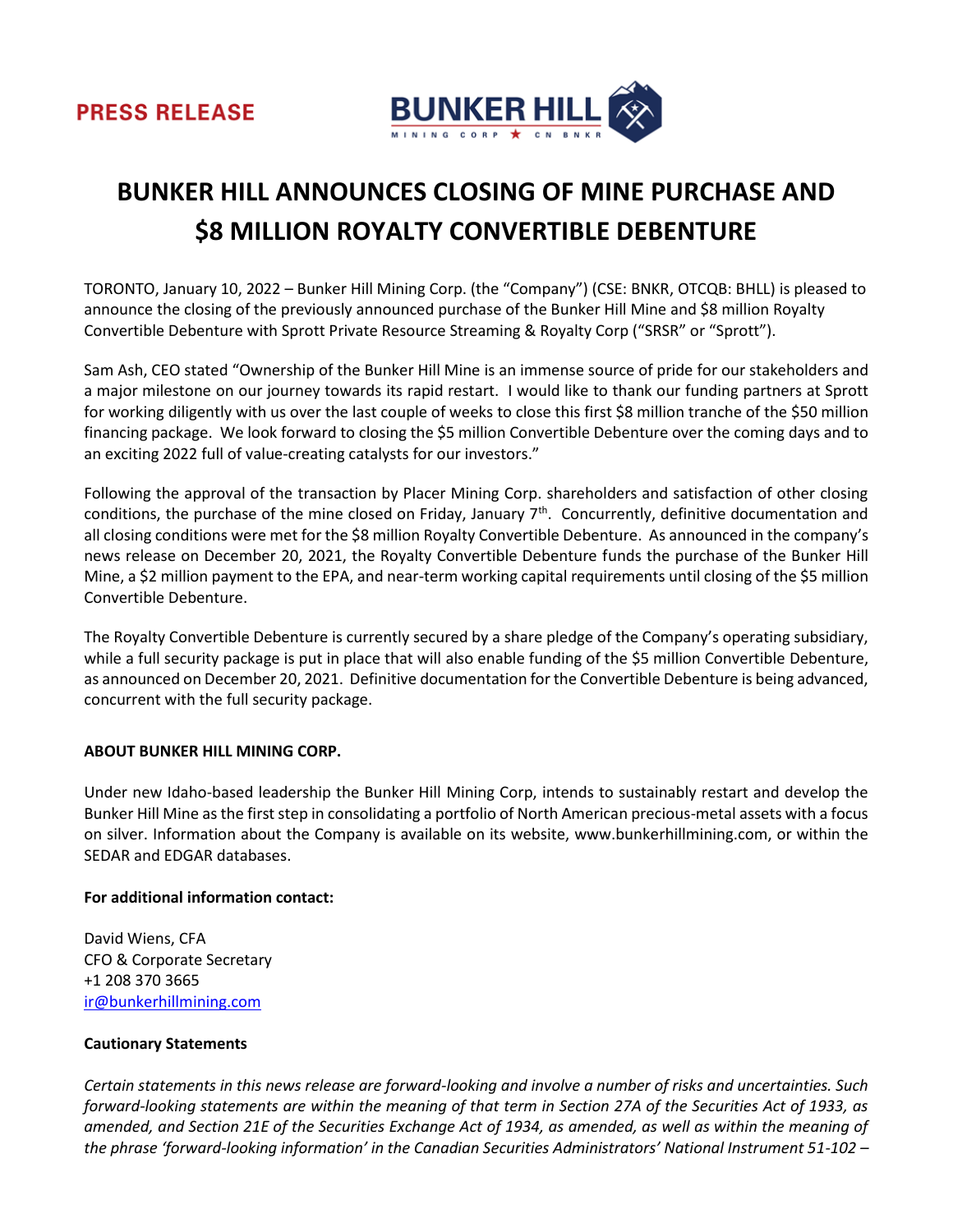PRESS RELEASE

BUNKER HILL
MINING CORP ★ CN BNKR

# BUNKER HILL ANNOUNCES CLOSING OF MINE PURCHASE AND $8 MILLION ROYALTY CONVERTIBLE DEBENTURE

TORONTO, January 10, 2022 – Bunker Hill Mining Corp. (the "Company") (CSE: BNKR, OTCQB: BHLL) is pleased to announce the closing of the previously announced purchase of the Bunker Hill Mine and $8 million Royalty Convertible Debenture with Sprott Private Resource Streaming & Royalty Corp ("SRSR" or "Sprott").

Sam Ash, CEO stated "Ownership of the Bunker Hill Mine is an immense source of pride for our stakeholders and a major milestone on our journey towards its rapid restart. I would like to thank our funding partners at Sprott for working diligently with us over the last couple of weeks to close this first $8 million tranche of the $50 million financing package. We look forward to closing the $5 million Convertible Debenture over the coming days and to an exciting 2022 full of value-creating catalysts for our investors."

Following the approval of the transaction by Placer Mining Corp. shareholders and satisfaction of other closing conditions, the purchase of the mine closed on Friday, January 7th. Concurrently, definitive documentation and all closing conditions were met for the $8 million Royalty Convertible Debenture. As announced in the company's news release on December 20, 2021, the Royalty Convertible Debenture funds the purchase of the Bunker Hill Mine, a $2 million payment to the EPA, and near-term working capital requirements until closing of the $5 million Convertible Debenture.

The Royalty Convertible Debenture is currently secured by a share pledge of the Company's operating subsidiary, while a full security package is put in place that will also enable funding of the $5 million Convertible Debenture, as announced on December 20, 2021. Definitive documentation for the Convertible Debenture is being advanced, concurrent with the full security package.

**ABOUT BUNKER HILL MINING CORP.**

Under new Idaho-based leadership the Bunker Hill Mining Corp, intends to sustainably restart and develop the Bunker Hill Mine as the first step in consolidating a portfolio of North American precious-metal assets with a focus on silver. Information about the Company is available on its website, www.bunkerhillmining.com, or within the SEDAR and EDGAR databases.

**For additional information contact:**

David Wiens, CFA
CFO & Corporate Secretary
+1 208 370 3665
ir@bunkerhillmining.com

**Cautionary Statements**

*Certain statements in this news release are forward-looking and involve a number of risks and uncertainties. Such forward-looking statements are within the meaning of that term in Section 27A of the Securities Act of 1933, as amended, and Section 21E of the Securities Exchange Act of 1934, as amended, as well as within the meaning of the phrase 'forward-looking information' in the Canadian Securities Administrators' National Instrument 51-102 –*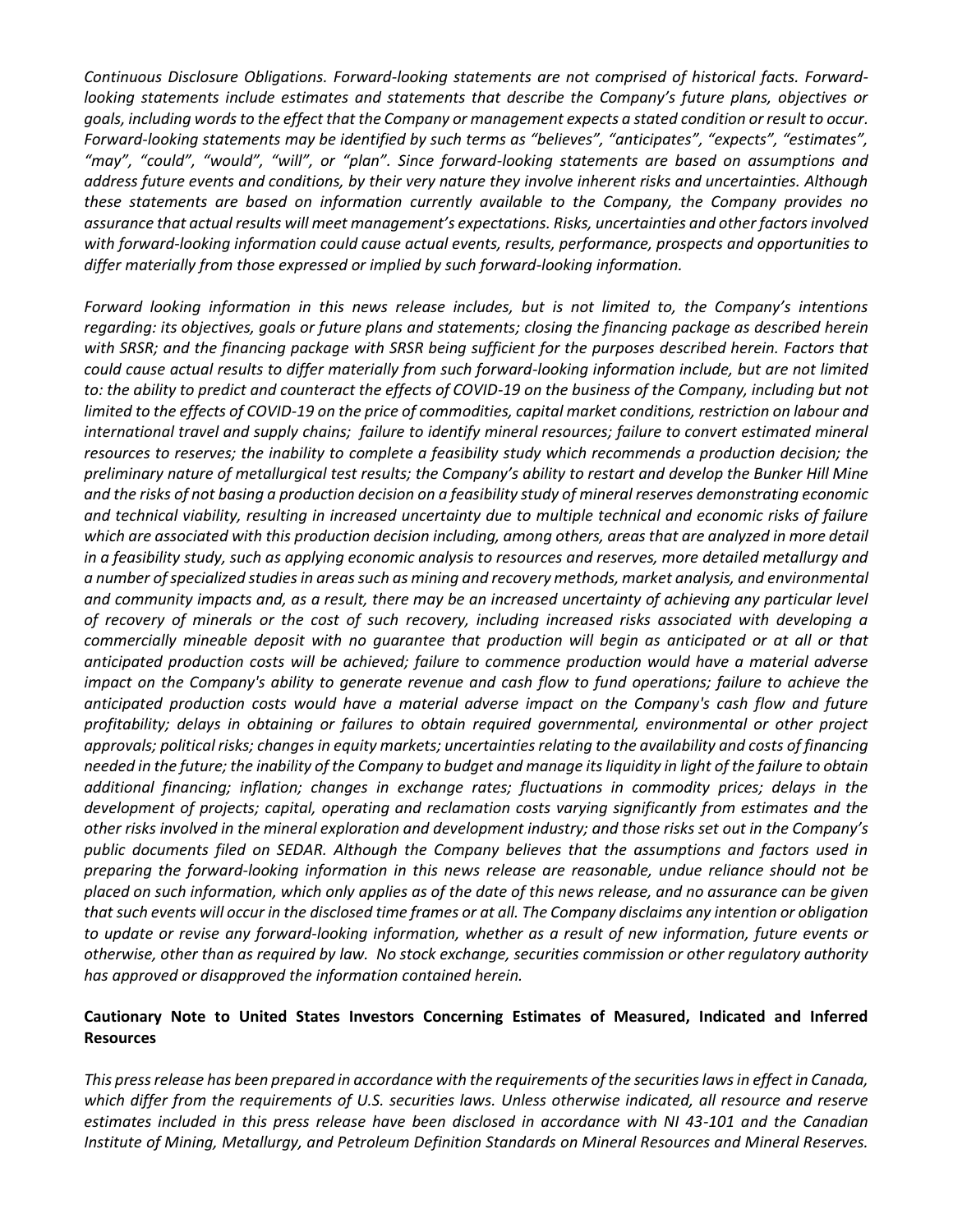*Continuous Disclosure Obligations. Forward-looking statements are not comprised of historical facts. Forward-looking statements include estimates and statements that describe the Company's future plans, objectives or goals, including words to the effect that the Company or management expects a stated condition or result to occur. Forward-looking statements may be identified by such terms as "believes", "anticipates", "expects", "estimates", "may", "could", "would", "will", or "plan". Since forward-looking statements are based on assumptions and address future events and conditions, by their very nature they involve inherent risks and uncertainties. Although these statements are based on information currently available to the Company, the Company provides no assurance that actual results will meet management's expectations. Risks, uncertainties and other factors involved with forward-looking information could cause actual events, results, performance, prospects and opportunities to differ materially from those expressed or implied by such forward-looking information.*

*Forward looking information in this news release includes, but is not limited to, the Company's intentions regarding: its objectives, goals or future plans and statements; closing the financing package as described herein with SRSR; and the financing package with SRSR being sufficient for the purposes described herein. Factors that could cause actual results to differ materially from such forward-looking information include, but are not limited to: the ability to predict and counteract the effects of COVID-19 on the business of the Company, including but not limited to the effects of COVID-19 on the price of commodities, capital market conditions, restriction on labour and international travel and supply chains; failure to identify mineral resources; failure to convert estimated mineral resources to reserves; the inability to complete a feasibility study which recommends a production decision; the preliminary nature of metallurgical test results; the Company's ability to restart and develop the Bunker Hill Mine and the risks of not basing a production decision on a feasibility study of mineral reserves demonstrating economic and technical viability, resulting in increased uncertainty due to multiple technical and economic risks of failure which are associated with this production decision including, among others, areas that are analyzed in more detail in a feasibility study, such as applying economic analysis to resources and reserves, more detailed metallurgy and a number of specialized studies in areas such as mining and recovery methods, market analysis, and environmental and community impacts and, as a result, there may be an increased uncertainty of achieving any particular level of recovery of minerals or the cost of such recovery, including increased risks associated with developing a commercially mineable deposit with no guarantee that production will begin as anticipated or at all or that anticipated production costs will be achieved; failure to commence production would have a material adverse impact on the Company's ability to generate revenue and cash flow to fund operations; failure to achieve the anticipated production costs would have a material adverse impact on the Company's cash flow and future profitability; delays in obtaining or failures to obtain required governmental, environmental or other project approvals; political risks; changes in equity markets; uncertainties relating to the availability and costs of financing needed in the future; the inability of the Company to budget and manage its liquidity in light of the failure to obtain additional financing; inflation; changes in exchange rates; fluctuations in commodity prices; delays in the development of projects; capital, operating and reclamation costs varying significantly from estimates and the other risks involved in the mineral exploration and development industry; and those risks set out in the Company's public documents filed on SEDAR. Although the Company believes that the assumptions and factors used in preparing the forward-looking information in this news release are reasonable, undue reliance should not be placed on such information, which only applies as of the date of this news release, and no assurance can be given that such events will occur in the disclosed time frames or at all. The Company disclaims any intention or obligation to update or revise any forward-looking information, whether as a result of new information, future events or otherwise, other than as required by law. No stock exchange, securities commission or other regulatory authority has approved or disapproved the information contained herein.*

**Cautionary Note to United States Investors Concerning Estimates of Measured, Indicated and Inferred Resources**

*This press release has been prepared in accordance with the requirements of the securities laws in effect in Canada, which differ from the requirements of U.S. securities laws. Unless otherwise indicated, all resource and reserve estimates included in this press release have been disclosed in accordance with NI 43-101 and the Canadian Institute of Mining, Metallurgy, and Petroleum Definition Standards on Mineral Resources and Mineral Reserves.*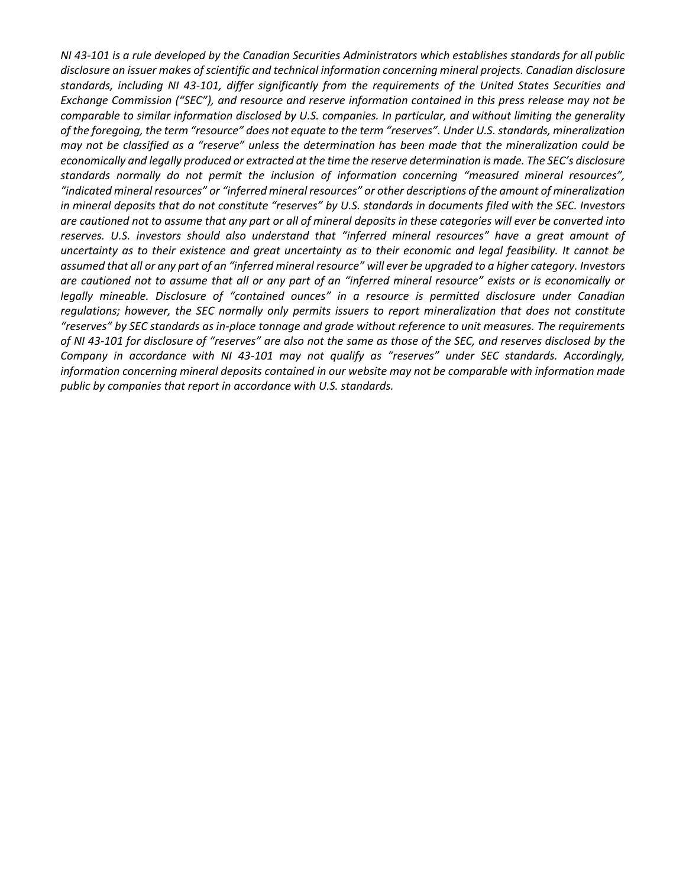*NI 43-101 is a rule developed by the Canadian Securities Administrators which establishes standards for all public disclosure an issuer makes of scientific and technical information concerning mineral projects. Canadian disclosure standards, including NI 43-101, differ significantly from the requirements of the United States Securities and Exchange Commission ("SEC"), and resource and reserve information contained in this press release may not be comparable to similar information disclosed by U.S. companies. In particular, and without limiting the generality of the foregoing, the term "resource" does not equate to the term "reserves". Under U.S. standards, mineralization may not be classified as a "reserve" unless the determination has been made that the mineralization could be economically and legally produced or extracted at the time the reserve determination is made. The SEC's disclosure standards normally do not permit the inclusion of information concerning "measured mineral resources", "indicated mineral resources" or "inferred mineral resources" or other descriptions of the amount of mineralization in mineral deposits that do not constitute "reserves" by U.S. standards in documents filed with the SEC. Investors are cautioned not to assume that any part or all of mineral deposits in these categories will ever be converted into reserves. U.S. investors should also understand that "inferred mineral resources" have a great amount of uncertainty as to their existence and great uncertainty as to their economic and legal feasibility. It cannot be assumed that all or any part of an "inferred mineral resource" will ever be upgraded to a higher category. Investors are cautioned not to assume that all or any part of an "inferred mineral resource" exists or is economically or legally mineable. Disclosure of "contained ounces" in a resource is permitted disclosure under Canadian regulations; however, the SEC normally only permits issuers to report mineralization that does not constitute "reserves" by SEC standards as in-place tonnage and grade without reference to unit measures. The requirements of NI 43-101 for disclosure of "reserves" are also not the same as those of the SEC, and reserves disclosed by the Company in accordance with NI 43-101 may not qualify as "reserves" under SEC standards. Accordingly, information concerning mineral deposits contained in our website may not be comparable with information made public by companies that report in accordance with U.S. standards.*